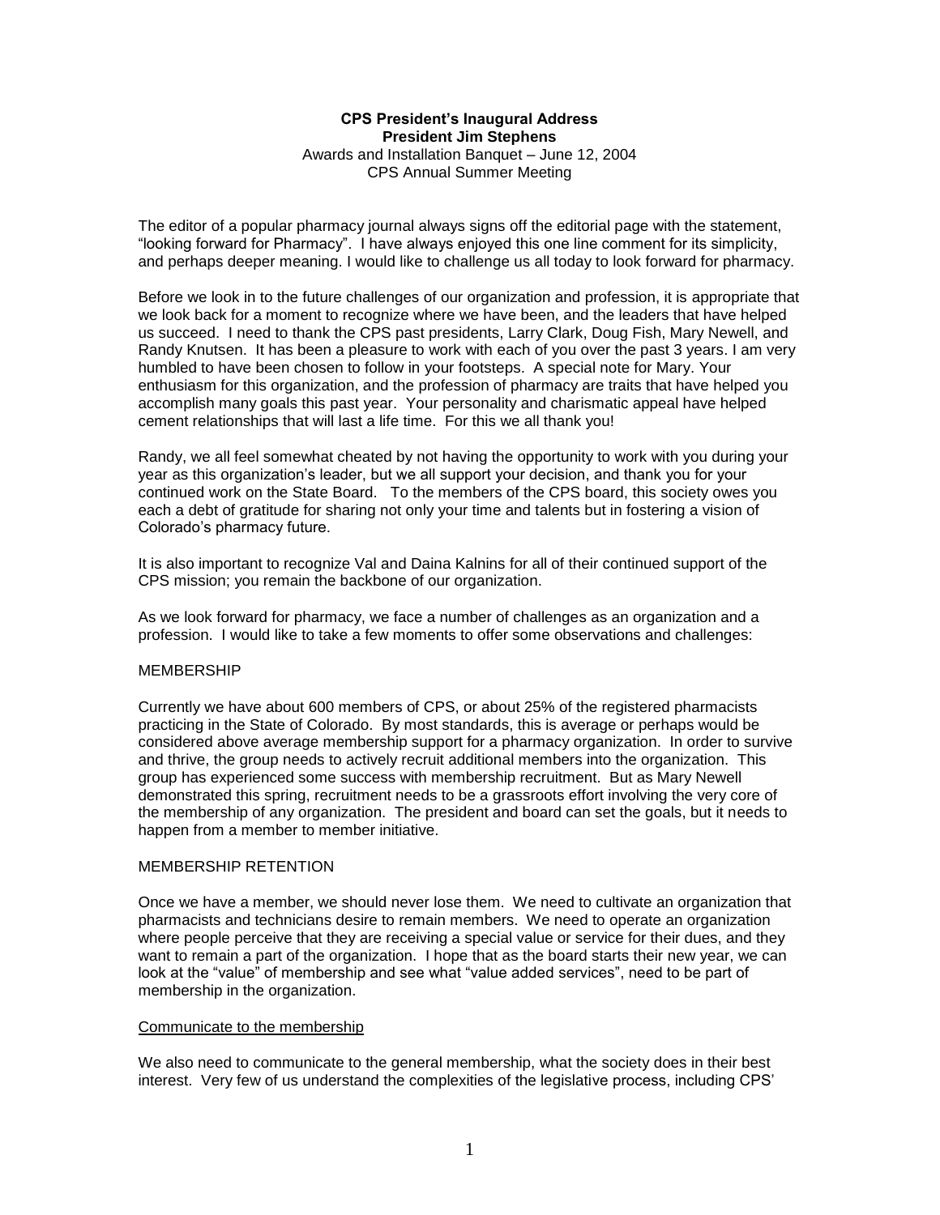**CPS President's Inaugural Address**
**President Jim Stephens**
Awards and Installation Banquet – June 12, 2004
CPS Annual Summer Meeting

The editor of a popular pharmacy journal always signs off the editorial page with the statement, "looking forward for Pharmacy". I have always enjoyed this one line comment for its simplicity, and perhaps deeper meaning. I would like to challenge us all today to look forward for pharmacy.

Before we look in to the future challenges of our organization and profession, it is appropriate that we look back for a moment to recognize where we have been, and the leaders that have helped us succeed. I need to thank the CPS past presidents, Larry Clark, Doug Fish, Mary Newell, and Randy Knutsen. It has been a pleasure to work with each of you over the past 3 years. I am very humbled to have been chosen to follow in your footsteps. A special note for Mary. Your enthusiasm for this organization, and the profession of pharmacy are traits that have helped you accomplish many goals this past year. Your personality and charismatic appeal have helped cement relationships that will last a life time. For this we all thank you!

Randy, we all feel somewhat cheated by not having the opportunity to work with you during your year as this organization's leader, but we all support your decision, and thank you for your continued work on the State Board. To the members of the CPS board, this society owes you each a debt of gratitude for sharing not only your time and talents but in fostering a vision of Colorado's pharmacy future.

It is also important to recognize Val and Daina Kalnins for all of their continued support of the CPS mission; you remain the backbone of our organization.

As we look forward for pharmacy, we face a number of challenges as an organization and a profession. I would like to take a few moments to offer some observations and challenges:

## MEMBERSHIP

Currently we have about 600 members of CPS, or about 25% of the registered pharmacists practicing in the State of Colorado. By most standards, this is average or perhaps would be considered above average membership support for a pharmacy organization. In order to survive and thrive, the group needs to actively recruit additional members into the organization. This group has experienced some success with membership recruitment. But as Mary Newell demonstrated this spring, recruitment needs to be a grassroots effort involving the very core of the membership of any organization. The president and board can set the goals, but it needs to happen from a member to member initiative.

## MEMBERSHIP RETENTION

Once we have a member, we should never lose them. We need to cultivate an organization that pharmacists and technicians desire to remain members. We need to operate an organization where people perceive that they are receiving a special value or service for their dues, and they want to remain a part of the organization. I hope that as the board starts their new year, we can look at the "value" of membership and see what "value added services", need to be part of membership in the organization.

### Communicate to the membership

We also need to communicate to the general membership, what the society does in their best interest. Very few of us understand the complexities of the legislative process, including CPS'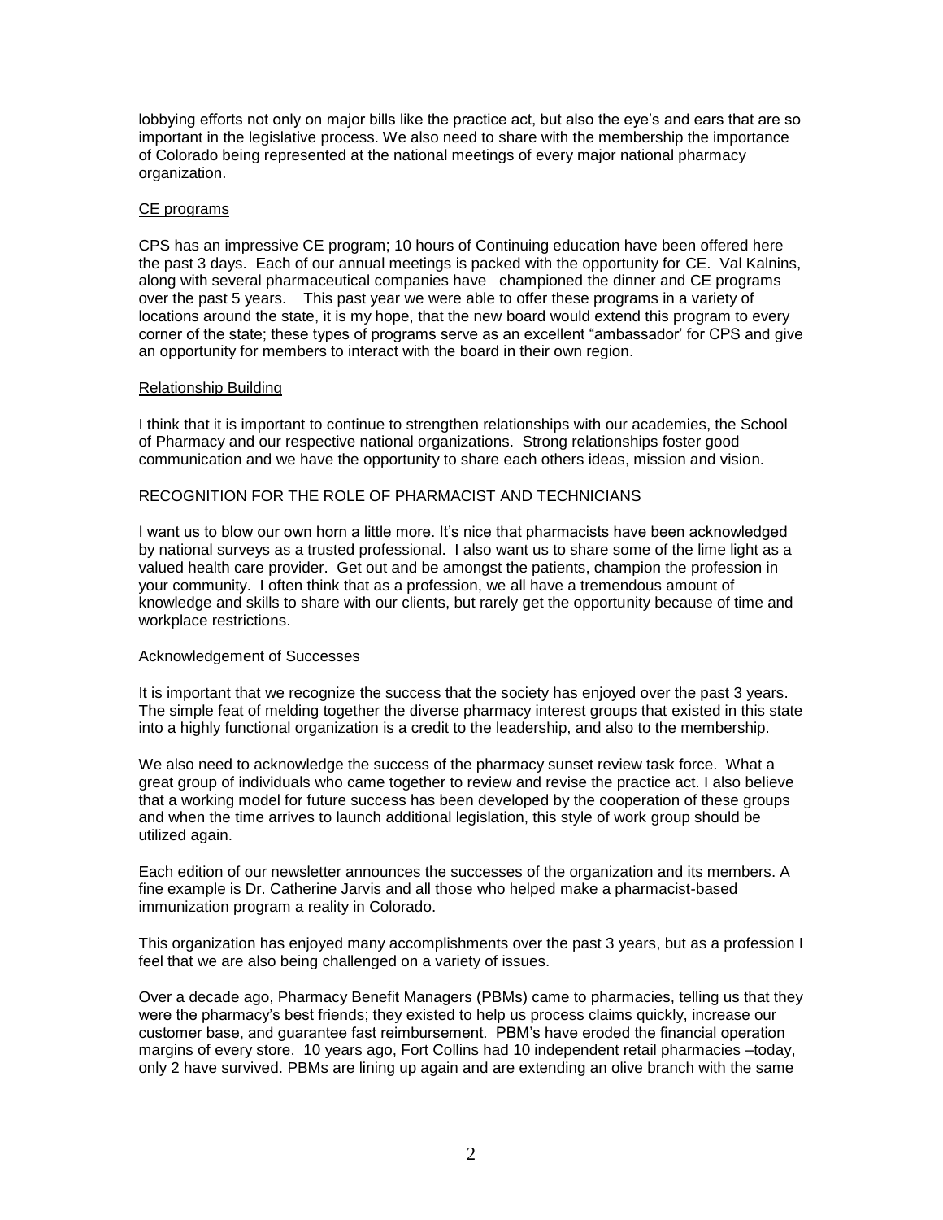lobbying efforts not only on major bills like the practice act, but also the eye's and ears that are so important in the legislative process. We also need to share with the membership the importance of Colorado being represented at the national meetings of every major national pharmacy organization.

<u>CE programs</u>

CPS has an impressive CE program; 10 hours of Continuing education have been offered here the past 3 days. Each of our annual meetings is packed with the opportunity for CE. Val Kalnins, along with several pharmaceutical companies have championed the dinner and CE programs over the past 5 years. This past year we were able to offer these programs in a variety of locations around the state, it is my hope, that the new board would extend this program to every corner of the state; these types of programs serve as an excellent "ambassador' for CPS and give an opportunity for members to interact with the board in their own region.

<u>Relationship Building</u>

I think that it is important to continue to strengthen relationships with our academies, the School of Pharmacy and our respective national organizations. Strong relationships foster good communication and we have the opportunity to share each others ideas, mission and vision.

RECOGNITION FOR THE ROLE OF PHARMACIST AND TECHNICIANS

I want us to blow our own horn a little more. It's nice that pharmacists have been acknowledged by national surveys as a trusted professional. I also want us to share some of the lime light as a valued health care provider. Get out and be amongst the patients, champion the profession in your community. I often think that as a profession, we all have a tremendous amount of knowledge and skills to share with our clients, but rarely get the opportunity because of time and workplace restrictions.

<u>Acknowledgement of Successes</u>

It is important that we recognize the success that the society has enjoyed over the past 3 years. The simple feat of melding together the diverse pharmacy interest groups that existed in this state into a highly functional organization is a credit to the leadership, and also to the membership.

We also need to acknowledge the success of the pharmacy sunset review task force. What a great group of individuals who came together to review and revise the practice act. I also believe that a working model for future success has been developed by the cooperation of these groups and when the time arrives to launch additional legislation, this style of work group should be utilized again.

Each edition of our newsletter announces the successes of the organization and its members. A fine example is Dr. Catherine Jarvis and all those who helped make a pharmacist-based immunization program a reality in Colorado.

This organization has enjoyed many accomplishments over the past 3 years, but as a profession I feel that we are also being challenged on a variety of issues.

Over a decade ago, Pharmacy Benefit Managers (PBMs) came to pharmacies, telling us that they were the pharmacy's best friends; they existed to help us process claims quickly, increase our customer base, and guarantee fast reimbursement. PBM's have eroded the financial operation margins of every store. 10 years ago, Fort Collins had 10 independent retail pharmacies –today, only 2 have survived. PBMs are lining up again and are extending an olive branch with the same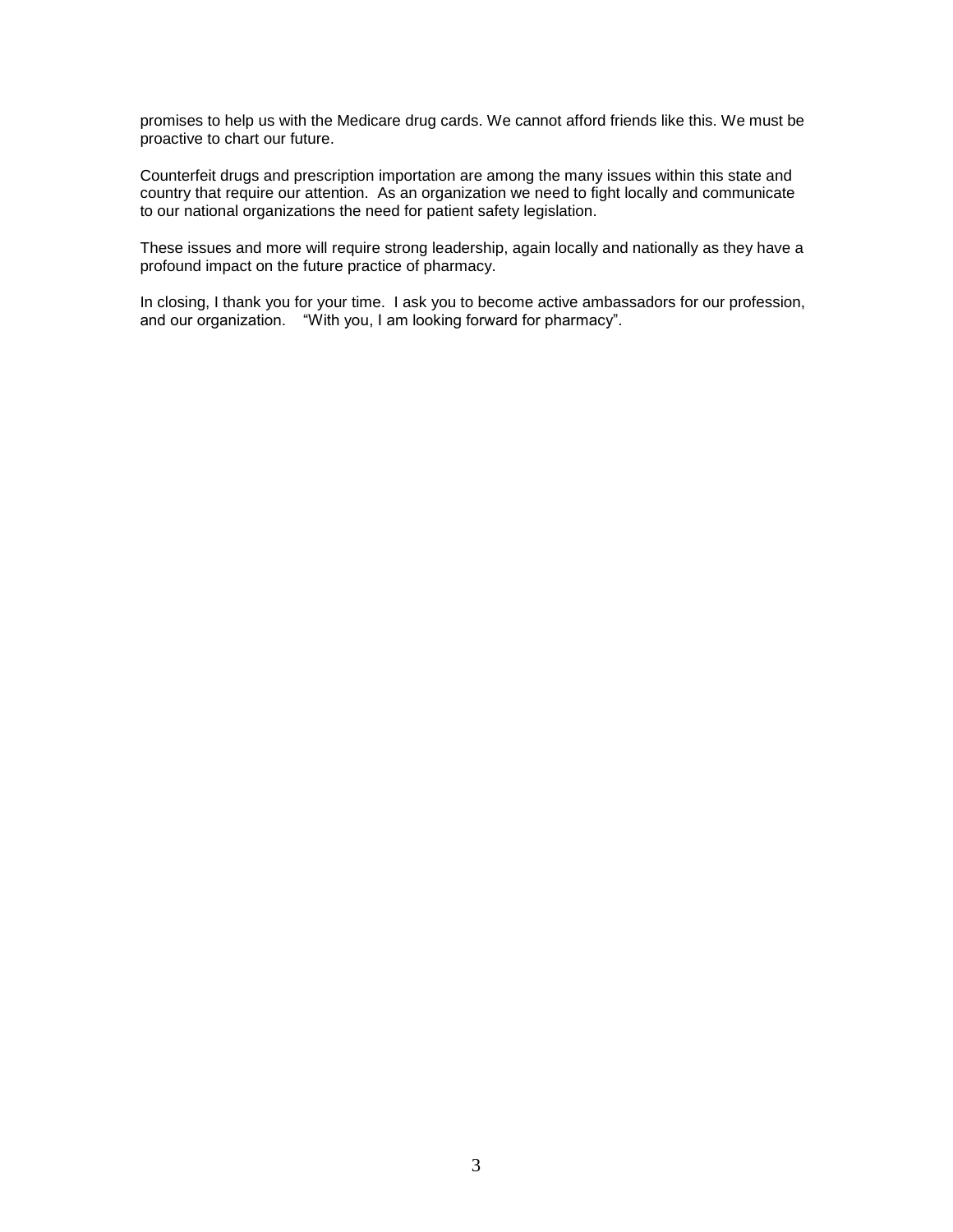promises to help us with the Medicare drug cards. We cannot afford friends like this. We must be proactive to chart our future.

Counterfeit drugs and prescription importation are among the many issues within this state and country that require our attention. As an organization we need to fight locally and communicate to our national organizations the need for patient safety legislation.

These issues and more will require strong leadership, again locally and nationally as they have a profound impact on the future practice of pharmacy.

In closing, I thank you for your time. I ask you to become active ambassadors for our profession, and our organization. "With you, I am looking forward for pharmacy".